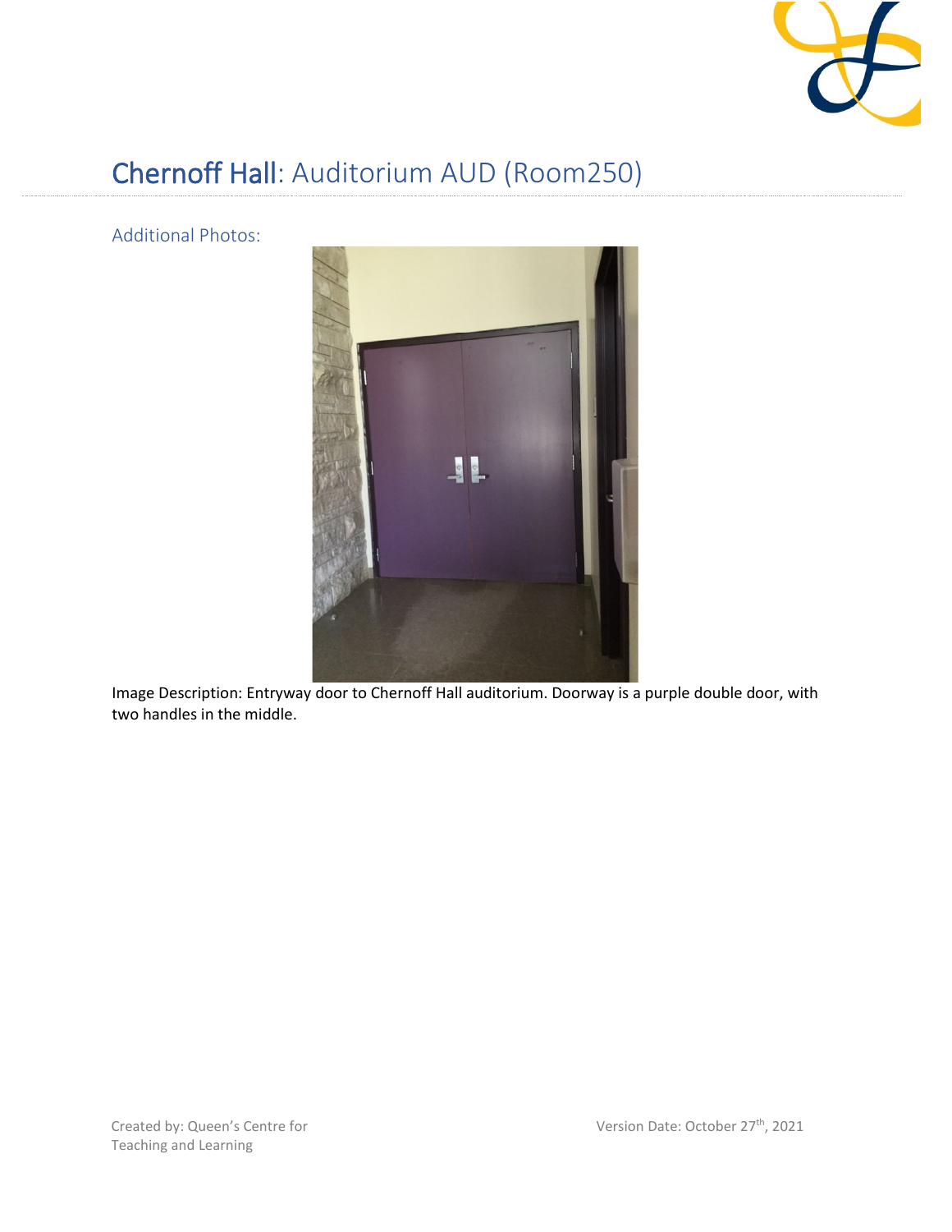# Chernoff Hall: Auditorium AUD (Room250)

## Additional Photos:

Image Description: Entryway door to Chernoff Hall auditorium. Doorway is a purple double door, with two handles in the middle.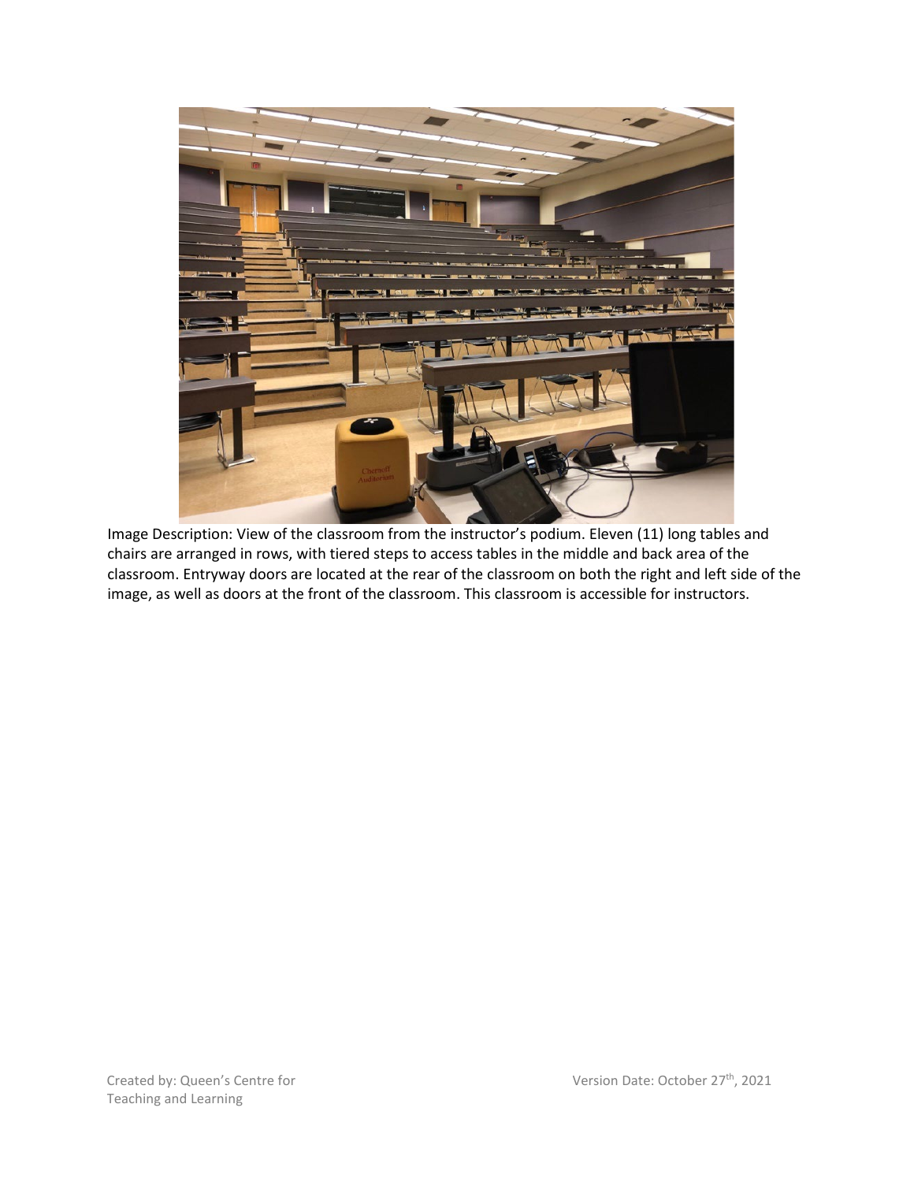Image Description: View of the classroom from the instructor's podium. Eleven (11) long tables and chairs are arranged in rows, with tiered steps to access tables in the middle and back area of the classroom. Entryway doors are located at the rear of the classroom on both the right and left side of the image, as well as doors at the front of the classroom. This classroom is accessible for instructors.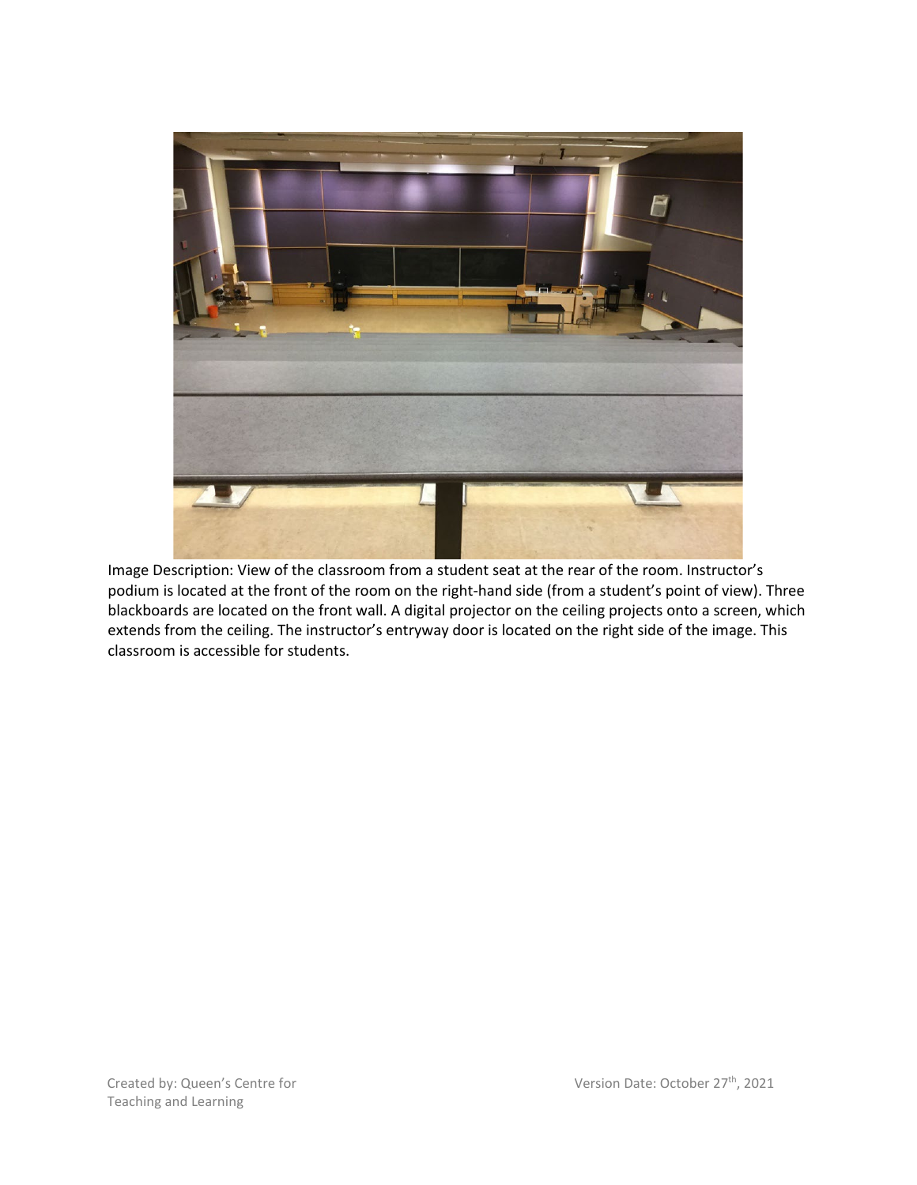Image Description: View of the classroom from a student seat at the rear of the room. Instructor's podium is located at the front of the room on the right-hand side (from a student's point of view). Three blackboards are located on the front wall. A digital projector on the ceiling projects onto a screen, which extends from the ceiling. The instructor's entryway door is located on the right side of the image. This classroom is accessible for students.